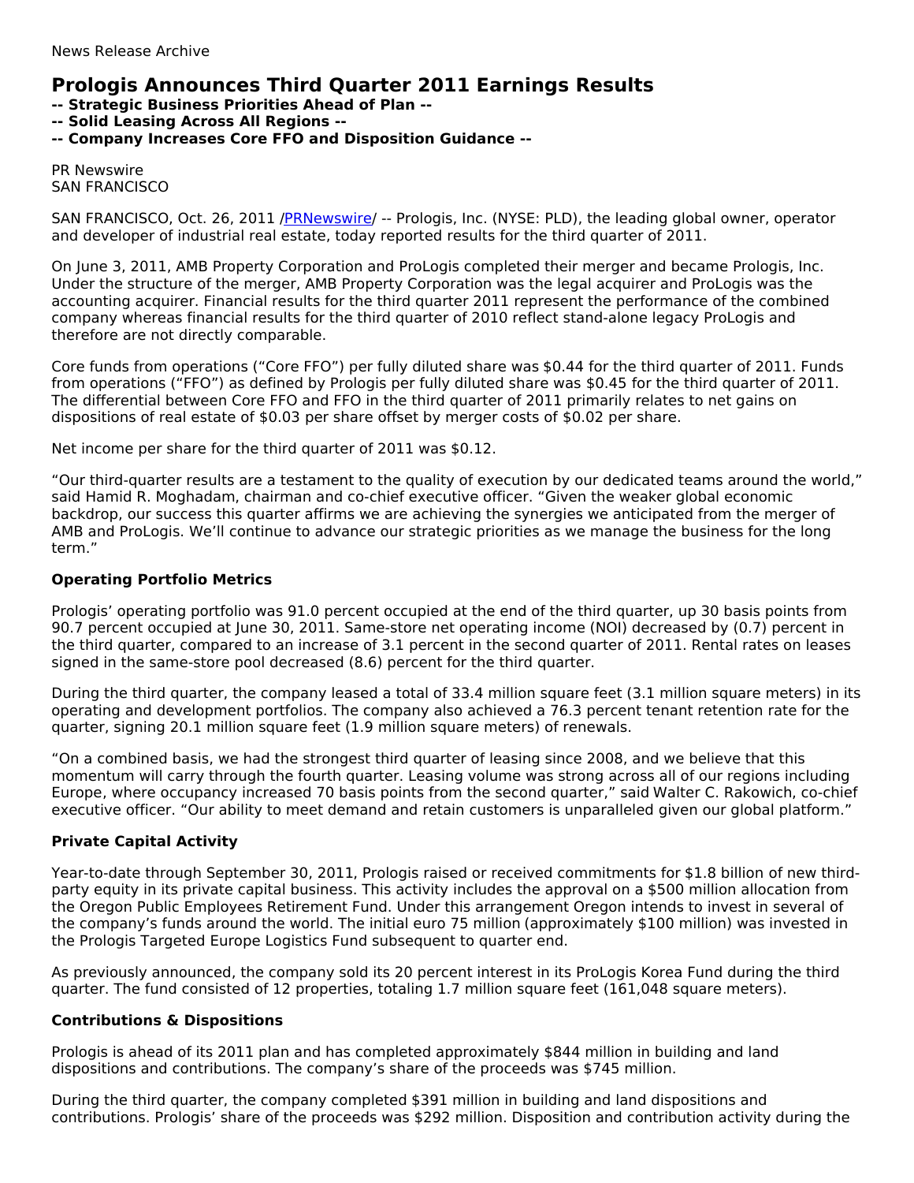News Release Archive

# Prologis Announces Third Quarter 2011 Earnings Results

**-- Strategic Business Priorities Ahead of Plan --**
**-- Solid Leasing Across All Regions --**
**-- Company Increases Core FFO and Disposition Guidance --**

PR Newswire
SAN FRANCISCO

SAN FRANCISCO, Oct. 26, 2011 /PRNewswire/ -- Prologis, Inc. (NYSE: PLD), the leading global owner, operator and developer of industrial real estate, today reported results for the third quarter of 2011.

On June 3, 2011, AMB Property Corporation and ProLogis completed their merger and became Prologis, Inc. Under the structure of the merger, AMB Property Corporation was the legal acquirer and ProLogis was the accounting acquirer. Financial results for the third quarter 2011 represent the performance of the combined company whereas financial results for the third quarter of 2010 reflect stand-alone legacy ProLogis and therefore are not directly comparable.

Core funds from operations ("Core FFO") per fully diluted share was $0.44 for the third quarter of 2011. Funds from operations ("FFO") as defined by Prologis per fully diluted share was $0.45 for the third quarter of 2011. The differential between Core FFO and FFO in the third quarter of 2011 primarily relates to net gains on dispositions of real estate of $0.03 per share offset by merger costs of $0.02 per share.

Net income per share for the third quarter of 2011 was $0.12.

"Our third-quarter results are a testament to the quality of execution by our dedicated teams around the world," said Hamid R. Moghadam, chairman and co-chief executive officer. "Given the weaker global economic backdrop, our success this quarter affirms we are achieving the synergies we anticipated from the merger of AMB and ProLogis. We'll continue to advance our strategic priorities as we manage the business for the long term."

### Operating Portfolio Metrics

Prologis' operating portfolio was 91.0 percent occupied at the end of the third quarter, up 30 basis points from 90.7 percent occupied at June 30, 2011. Same-store net operating income (NOI) decreased by (0.7) percent in the third quarter, compared to an increase of 3.1 percent in the second quarter of 2011. Rental rates on leases signed in the same-store pool decreased (8.6) percent for the third quarter.

During the third quarter, the company leased a total of 33.4 million square feet (3.1 million square meters) in its operating and development portfolios. The company also achieved a 76.3 percent tenant retention rate for the quarter, signing 20.1 million square feet (1.9 million square meters) of renewals.

"On a combined basis, we had the strongest third quarter of leasing since 2008, and we believe that this momentum will carry through the fourth quarter. Leasing volume was strong across all of our regions including Europe, where occupancy increased 70 basis points from the second quarter," said Walter C. Rakowich, co-chief executive officer. "Our ability to meet demand and retain customers is unparalleled given our global platform."

### Private Capital Activity

Year-to-date through September 30, 2011, Prologis raised or received commitments for $1.8 billion of new third-party equity in its private capital business. This activity includes the approval on a $500 million allocation from the Oregon Public Employees Retirement Fund. Under this arrangement Oregon intends to invest in several of the company's funds around the world. The initial euro 75 million (approximately $100 million) was invested in the Prologis Targeted Europe Logistics Fund subsequent to quarter end.

As previously announced, the company sold its 20 percent interest in its ProLogis Korea Fund during the third quarter. The fund consisted of 12 properties, totaling 1.7 million square feet (161,048 square meters).

### Contributions & Dispositions

Prologis is ahead of its 2011 plan and has completed approximately $844 million in building and land dispositions and contributions. The company's share of the proceeds was $745 million.

During the third quarter, the company completed $391 million in building and land dispositions and contributions. Prologis' share of the proceeds was $292 million. Disposition and contribution activity during the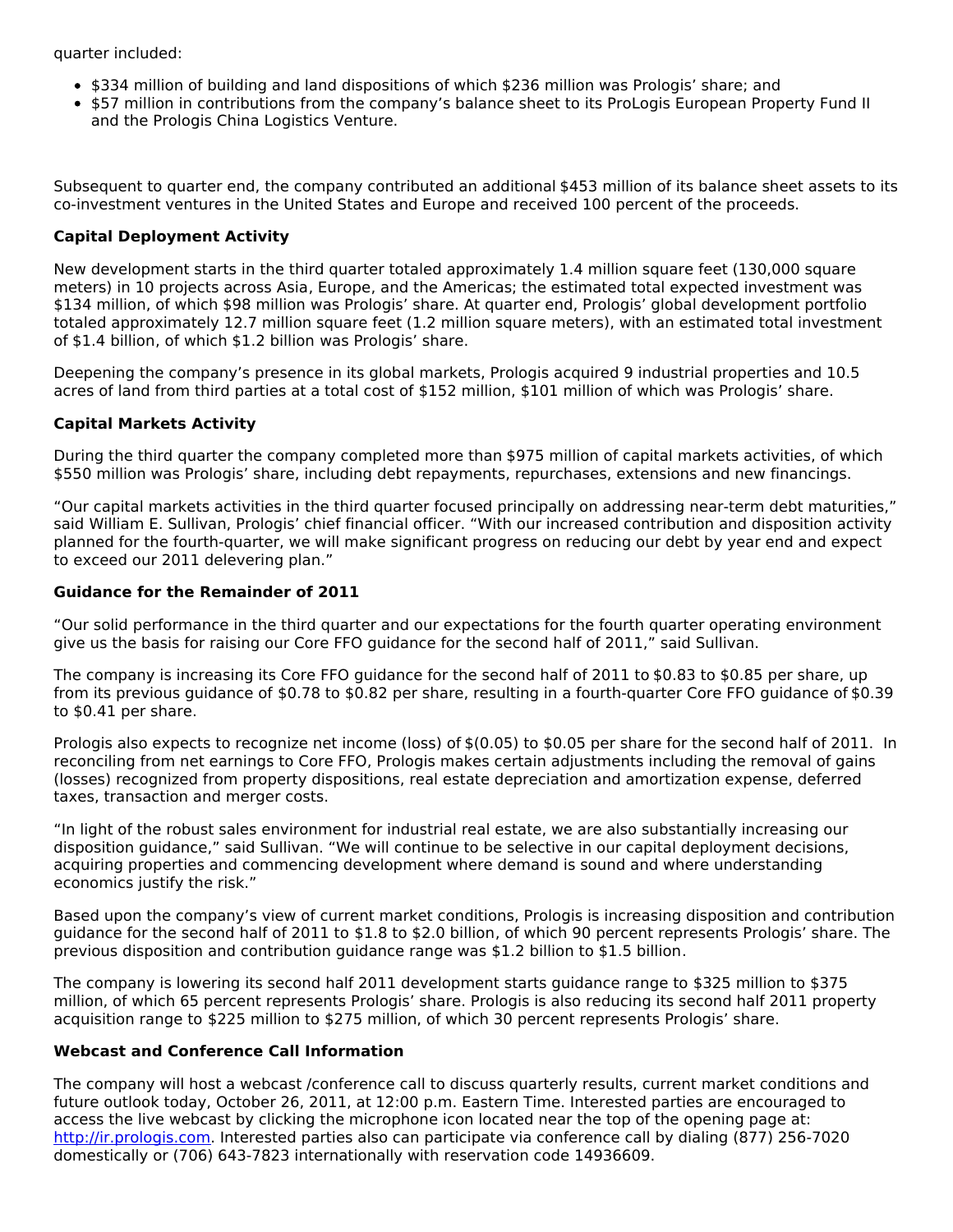quarter included:

- $334 million of building and land dispositions of which $236 million was Prologis' share; and
- $57 million in contributions from the company's balance sheet to its ProLogis European Property Fund II and the Prologis China Logistics Venture.

Subsequent to quarter end, the company contributed an additional $453 million of its balance sheet assets to its co-investment ventures in the United States and Europe and received 100 percent of the proceeds.

**Capital Deployment Activity**

New development starts in the third quarter totaled approximately 1.4 million square feet (130,000 square meters) in 10 projects across Asia, Europe, and the Americas; the estimated total expected investment was $134 million, of which $98 million was Prologis' share. At quarter end, Prologis' global development portfolio totaled approximately 12.7 million square feet (1.2 million square meters), with an estimated total investment of $1.4 billion, of which $1.2 billion was Prologis' share.

Deepening the company's presence in its global markets, Prologis acquired 9 industrial properties and 10.5 acres of land from third parties at a total cost of $152 million, $101 million of which was Prologis' share.

**Capital Markets Activity**

During the third quarter the company completed more than $975 million of capital markets activities, of which $550 million was Prologis' share, including debt repayments, repurchases, extensions and new financings.

"Our capital markets activities in the third quarter focused principally on addressing near-term debt maturities," said William E. Sullivan, Prologis' chief financial officer. "With our increased contribution and disposition activity planned for the fourth-quarter, we will make significant progress on reducing our debt by year end and expect to exceed our 2011 delevering plan."

**Guidance for the Remainder of 2011**

"Our solid performance in the third quarter and our expectations for the fourth quarter operating environment give us the basis for raising our Core FFO guidance for the second half of 2011," said Sullivan.

The company is increasing its Core FFO guidance for the second half of 2011 to $0.83 to $0.85 per share, up from its previous guidance of $0.78 to $0.82 per share, resulting in a fourth-quarter Core FFO guidance of $0.39 to $0.41 per share.

Prologis also expects to recognize net income (loss) of $(0.05) to $0.05 per share for the second half of 2011. In reconciling from net earnings to Core FFO, Prologis makes certain adjustments including the removal of gains (losses) recognized from property dispositions, real estate depreciation and amortization expense, deferred taxes, transaction and merger costs.

"In light of the robust sales environment for industrial real estate, we are also substantially increasing our disposition guidance," said Sullivan. "We will continue to be selective in our capital deployment decisions, acquiring properties and commencing development where demand is sound and where understanding economics justify the risk."

Based upon the company's view of current market conditions, Prologis is increasing disposition and contribution guidance for the second half of 2011 to $1.8 to $2.0 billion, of which 90 percent represents Prologis' share. The previous disposition and contribution guidance range was $1.2 billion to $1.5 billion.

The company is lowering its second half 2011 development starts guidance range to $325 million to $375 million, of which 65 percent represents Prologis' share. Prologis is also reducing its second half 2011 property acquisition range to $225 million to $275 million, of which 30 percent represents Prologis' share.

**Webcast and Conference Call Information**

The company will host a webcast /conference call to discuss quarterly results, current market conditions and future outlook today, October 26, 2011, at 12:00 p.m. Eastern Time. Interested parties are encouraged to access the live webcast by clicking the microphone icon located near the top of the opening page at: [http://ir.prologis.com](http://ir.prologis.com). Interested parties also can participate via conference call by dialing (877) 256-7020 domestically or (706) 643-7823 internationally with reservation code 14936609.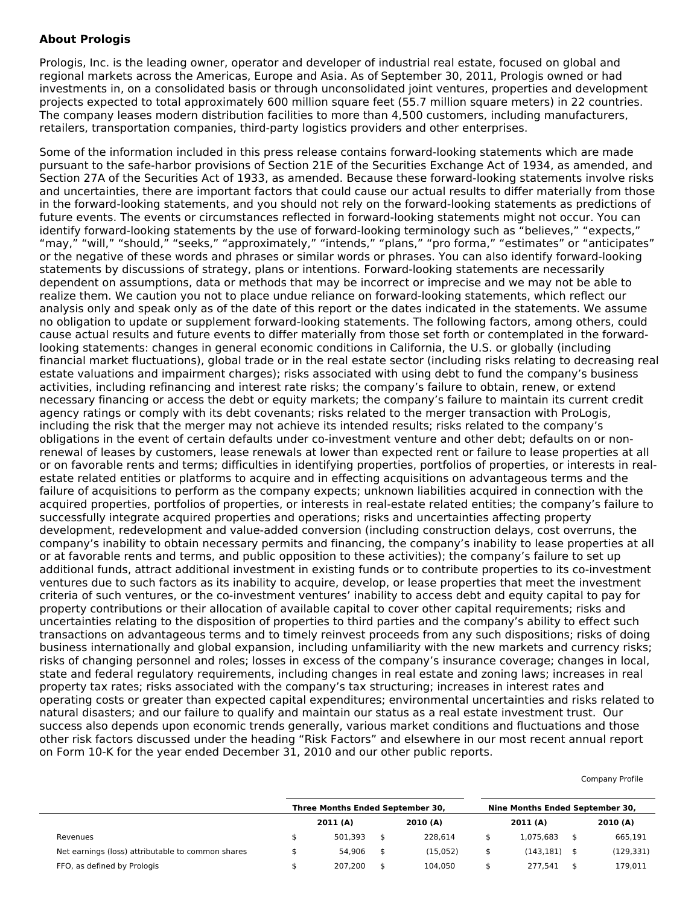### About Prologis

Prologis, Inc. is the leading owner, operator and developer of industrial real estate, focused on global and regional markets across the Americas, Europe and Asia. As of September 30, 2011, Prologis owned or had investments in, on a consolidated basis or through unconsolidated joint ventures, properties and development projects expected to total approximately 600 million square feet (55.7 million square meters) in 22 countries. The company leases modern distribution facilities to more than 4,500 customers, including manufacturers, retailers, transportation companies, third-party logistics providers and other enterprises.

Some of the information included in this press release contains forward-looking statements which are made pursuant to the safe-harbor provisions of Section 21E of the Securities Exchange Act of 1934, as amended, and Section 27A of the Securities Act of 1933, as amended. Because these forward-looking statements involve risks and uncertainties, there are important factors that could cause our actual results to differ materially from those in the forward-looking statements, and you should not rely on the forward-looking statements as predictions of future events. The events or circumstances reflected in forward-looking statements might not occur. You can identify forward-looking statements by the use of forward-looking terminology such as "believes," "expects," "may," "will," "should," "seeks," "approximately," "intends," "plans," "pro forma," "estimates" or "anticipates" or the negative of these words and phrases or similar words or phrases. You can also identify forward-looking statements by discussions of strategy, plans or intentions. Forward-looking statements are necessarily dependent on assumptions, data or methods that may be incorrect or imprecise and we may not be able to realize them. We caution you not to place undue reliance on forward-looking statements, which reflect our analysis only and speak only as of the date of this report or the dates indicated in the statements. We assume no obligation to update or supplement forward-looking statements. The following factors, among others, could cause actual results and future events to differ materially from those set forth or contemplated in the forward-looking statements: changes in general economic conditions in California, the U.S. or globally (including financial market fluctuations), global trade or in the real estate sector (including risks relating to decreasing real estate valuations and impairment charges); risks associated with using debt to fund the company's business activities, including refinancing and interest rate risks; the company's failure to obtain, renew, or extend necessary financing or access the debt or equity markets; the company's failure to maintain its current credit agency ratings or comply with its debt covenants; risks related to the merger transaction with ProLogis, including the risk that the merger may not achieve its intended results; risks related to the company's obligations in the event of certain defaults under co-investment venture and other debt; defaults on or non-renewal of leases by customers, lease renewals at lower than expected rent or failure to lease properties at all or on favorable rents and terms; difficulties in identifying properties, portfolios of properties, or interests in real-estate related entities or platforms to acquire and in effecting acquisitions on advantageous terms and the failure of acquisitions to perform as the company expects; unknown liabilities acquired in connection with the acquired properties, portfolios of properties, or interests in real-estate related entities; the company's failure to successfully integrate acquired properties and operations; risks and uncertainties affecting property development, redevelopment and value-added conversion (including construction delays, cost overruns, the company's inability to obtain necessary permits and financing, the company's inability to lease properties at all or at favorable rents and terms, and public opposition to these activities); the company's failure to set up additional funds, attract additional investment in existing funds or to contribute properties to its co-investment ventures due to such factors as its inability to acquire, develop, or lease properties that meet the investment criteria of such ventures, or the co-investment ventures' inability to access debt and equity capital to pay for property contributions or their allocation of available capital to cover other capital requirements; risks and uncertainties relating to the disposition of properties to third parties and the company's ability to effect such transactions on advantageous terms and to timely reinvest proceeds from any such dispositions; risks of doing business internationally and global expansion, including unfamiliarity with the new markets and currency risks; risks of changing personnel and roles; losses in excess of the company's insurance coverage; changes in local, state and federal regulatory requirements, including changes in real estate and zoning laws; increases in real property tax rates; risks associated with the company's tax structuring; increases in interest rates and operating costs or greater than expected capital expenditures; environmental uncertainties and risks related to natural disasters; and our failure to qualify and maintain our status as a real estate investment trust. Our success also depends upon economic trends generally, various market conditions and fluctuations and those other risk factors discussed under the heading "Risk Factors" and elsewhere in our most recent annual report on Form 10-K for the year ended December 31, 2010 and our other public reports.

Company Profile

| | Three Months Ended September 30, | | Nine Months Ended September 30, | |
|---|---|---|---|---|
| | 2011 (A) | 2010 (A) | 2011 (A) | 2010 (A) |
| Revenues | $ 501,393 | $ 228,614 | $ 1,075,683 | $ 665,191 |
| Net earnings (loss) attributable to common shares | $ 54,906 | $ (15,052) | $ (143,181) | $ (129,331) |
| FFO, as defined by Prologis | $ 207,200 | $ 104,050 | $ 277,541 | $ 179,011 |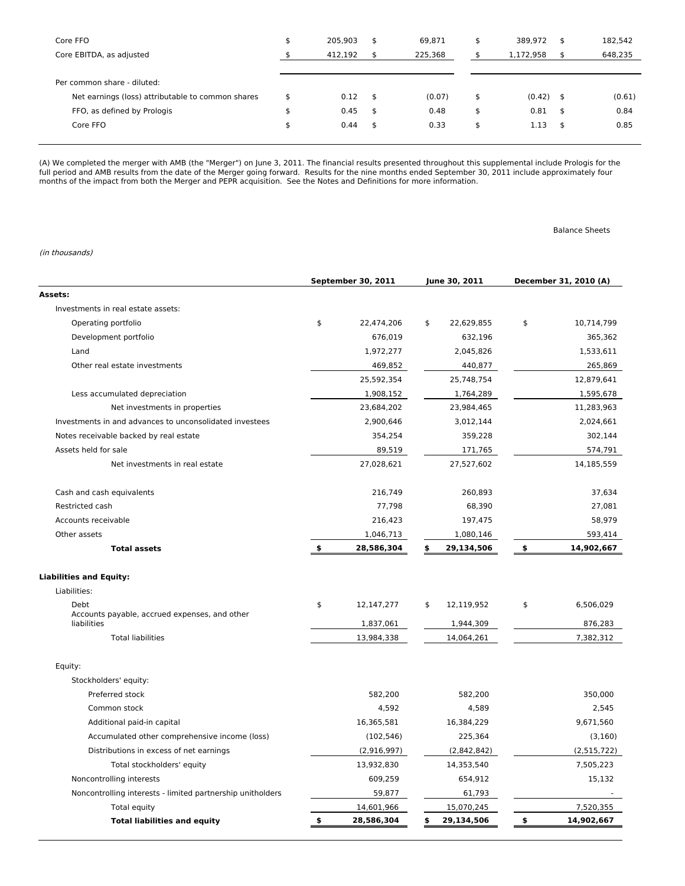| | | | | |
|---|---|---|---|---|
| Core FFO | $ 205,903 | $ 69,871 | $ 389,972 | $ 182,542 |
| Core EBITDA, as adjusted | $ 412,192 | $ 225,368 | $ 1,172,958 | $ 648,235 |
| Per common share - diluted: | | | | |
| Net earnings (loss) attributable to common shares | $ 0.12 | $ (0.07) | $ (0.42) | $ (0.61) |
| FFO, as defined by Prologis | $ 0.45 | $ 0.48 | $ 0.81 | $ 0.84 |
| Core FFO | $ 0.44 | $ 0.33 | $ 1.13 | $ 0.85 |

(A) We completed the merger with AMB (the "Merger") on June 3, 2011. The financial results presented throughout this supplemental include Prologis for the full period and AMB results from the date of the Merger going forward. Results for the nine months ended September 30, 2011 include approximately four months of the impact from both the Merger and PEPR acquisition. See the Notes and Definitions for more information.

Balance Sheets

*(in thousands)*

| | September 30, 2011 | June 30, 2011 | December 31, 2010 (A) |
|---|---|---|---|
| **Assets:** | | | |
| Investments in real estate assets: | | | |
| Operating portfolio | $ 22,474,206 | $ 22,629,855 | $ 10,714,799 |
| Development portfolio | 676,019 | 632,196 | 365,362 |
| Land | 1,972,277 | 2,045,826 | 1,533,611 |
| Other real estate investments | 469,852 | 440,877 | 265,869 |
| | 25,592,354 | 25,748,754 | 12,879,641 |
| Less accumulated depreciation | 1,908,152 | 1,764,289 | 1,595,678 |
| Net investments in properties | 23,684,202 | 23,984,465 | 11,283,963 |
| Investments in and advances to unconsolidated investees | 2,900,646 | 3,012,144 | 2,024,661 |
| Notes receivable backed by real estate | 354,254 | 359,228 | 302,144 |
| Assets held for sale | 89,519 | 171,765 | 574,791 |
| Net investments in real estate | 27,028,621 | 27,527,602 | 14,185,559 |
| Cash and cash equivalents | 216,749 | 260,893 | 37,634 |
| Restricted cash | 77,798 | 68,390 | 27,081 |
| Accounts receivable | 216,423 | 197,475 | 58,979 |
| Other assets | 1,046,713 | 1,080,146 | 593,414 |
| **Total assets** | **$ 28,586,304** | **$ 29,134,506** | **$ 14,902,667** |
| **Liabilities and Equity:** | | | |
| Liabilities: | | | |
| Debt | $ 12,147,277 | $ 12,119,952 | $ 6,506,029 |
| Accounts payable, accrued expenses, and other liabilities | 1,837,061 | 1,944,309 | 876,283 |
| Total liabilities | 13,984,338 | 14,064,261 | 7,382,312 |
| Equity: | | | |
| Stockholders' equity: | | | |
| Preferred stock | 582,200 | 582,200 | 350,000 |
| Common stock | 4,592 | 4,589 | 2,545 |
| Additional paid-in capital | 16,365,581 | 16,384,229 | 9,671,560 |
| Accumulated other comprehensive income (loss) | (102,546) | 225,364 | (3,160) |
| Distributions in excess of net earnings | (2,916,997) | (2,842,842) | (2,515,722) |
| Total stockholders' equity | 13,932,830 | 14,353,540 | 7,505,223 |
| Noncontrolling interests | 609,259 | 654,912 | 15,132 |
| Noncontrolling interests - limited partnership unitholders | 59,877 | 61,793 | - |
| Total equity | 14,601,966 | 15,070,245 | 7,520,355 |
| **Total liabilities and equity** | **$ 28,586,304** | **$ 29,134,506** | **$ 14,902,667** |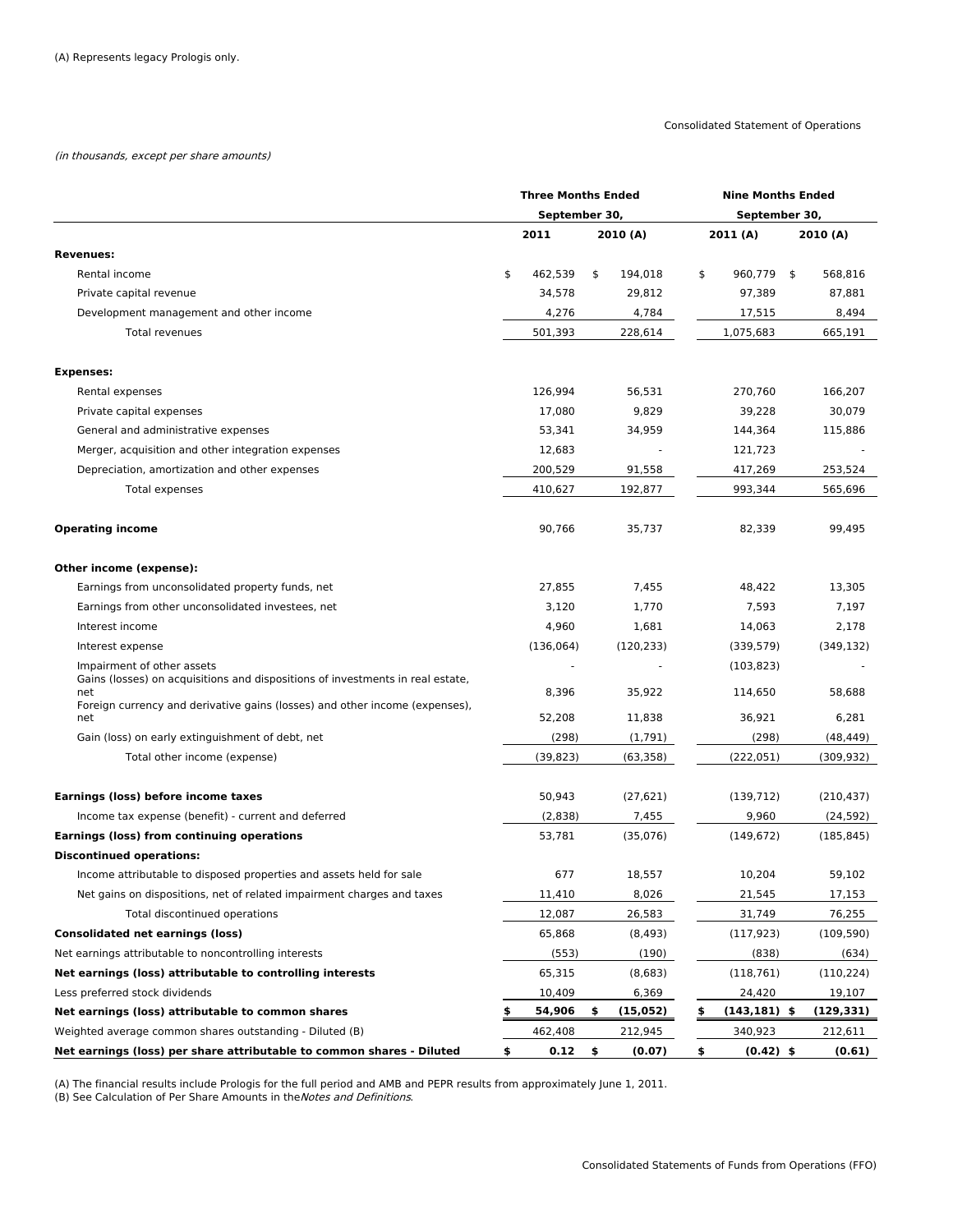(A) Represents legacy Prologis only.

Consolidated Statement of Operations

*(in thousands, except per share amounts)*

| | Three Months Ended September 30, | | Nine Months Ended September 30, | |
|---|---|---|---|---|
| | 2011 | 2010 (A) | 2011 (A) | 2010 (A) |
| **Revenues:** | | | | |
| Rental income | $ 462,539 | $ 194,018 | $ 960,779 | $ 568,816 |
| Private capital revenue | 34,578 | 29,812 | 97,389 | 87,881 |
| Development management and other income | 4,276 | 4,784 | 17,515 | 8,494 |
| Total revenues | 501,393 | 228,614 | 1,075,683 | 665,191 |
| **Expenses:** | | | | |
| Rental expenses | 126,994 | 56,531 | 270,760 | 166,207 |
| Private capital expenses | 17,080 | 9,829 | 39,228 | 30,079 |
| General and administrative expenses | 53,341 | 34,959 | 144,364 | 115,886 |
| Merger, acquisition and other integration expenses | 12,683 | - | 121,723 | - |
| Depreciation, amortization and other expenses | 200,529 | 91,558 | 417,269 | 253,524 |
| Total expenses | 410,627 | 192,877 | 993,344 | 565,696 |
| **Operating income** | 90,766 | 35,737 | 82,339 | 99,495 |
| **Other income (expense):** | | | | |
| Earnings from unconsolidated property funds, net | 27,855 | 7,455 | 48,422 | 13,305 |
| Earnings from other unconsolidated investees, net | 3,120 | 1,770 | 7,593 | 7,197 |
| Interest income | 4,960 | 1,681 | 14,063 | 2,178 |
| Interest expense | (136,064) | (120,233) | (339,579) | (349,132) |
| Impairment of other assets | - | - | (103,823) | - |
| Gains (losses) on acquisitions and dispositions of investments in real estate, net | 8,396 | 35,922 | 114,650 | 58,688 |
| Foreign currency and derivative gains (losses) and other income (expenses), net | 52,208 | 11,838 | 36,921 | 6,281 |
| Gain (loss) on early extinguishment of debt, net | (298) | (1,791) | (298) | (48,449) |
| Total other income (expense) | (39,823) | (63,358) | (222,051) | (309,932) |
| **Earnings (loss) before income taxes** | 50,943 | (27,621) | (139,712) | (210,437) |
| Income tax expense (benefit) - current and deferred | (2,838) | 7,455 | 9,960 | (24,592) |
| **Earnings (loss) from continuing operations** | 53,781 | (35,076) | (149,672) | (185,845) |
| **Discontinued operations:** | | | | |
| Income attributable to disposed properties and assets held for sale | 677 | 18,557 | 10,204 | 59,102 |
| Net gains on dispositions, net of related impairment charges and taxes | 11,410 | 8,026 | 21,545 | 17,153 |
| Total discontinued operations | 12,087 | 26,583 | 31,749 | 76,255 |
| **Consolidated net earnings (loss)** | 65,868 | (8,493) | (117,923) | (109,590) |
| Net earnings attributable to noncontrolling interests | (553) | (190) | (838) | (634) |
| **Net earnings (loss) attributable to controlling interests** | 65,315 | (8,683) | (118,761) | (110,224) |
| Less preferred stock dividends | 10,409 | 6,369 | 24,420 | 19,107 |
| **Net earnings (loss) attributable to common shares** | **$ 54,906** | **$ (15,052)** | **$ (143,181)** | **$ (129,331)** |
| Weighted average common shares outstanding - Diluted (B) | 462,408 | 212,945 | 340,923 | 212,611 |
| **Net earnings (loss) per share attributable to common shares - Diluted** | **$ 0.12** | **$ (0.07)** | **$ (0.42)** | **$ (0.61)** |

(A) The financial results include Prologis for the full period and AMB and PEPR results from approximately June 1, 2011.
(B) See Calculation of Per Share Amounts in the *Notes and Definitions*.

Consolidated Statements of Funds from Operations (FFO)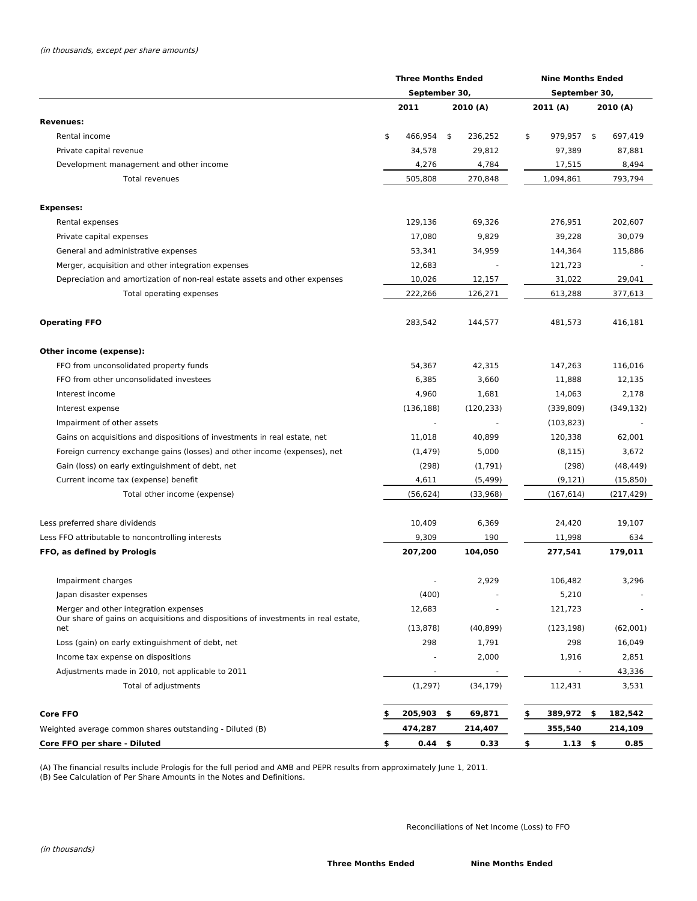*(in thousands, except per share amounts)*

| | Three Months Ended September 30, | | Nine Months Ended September 30, | |
|---|---|---|---|---|
| | 2011 | 2010 (A) | 2011 (A) | 2010 (A) |
| **Revenues:** | | | | |
| Rental income | $ 466,954 | $ 236,252 | $ 979,957 | $ 697,419 |
| Private capital revenue | 34,578 | 29,812 | 97,389 | 87,881 |
| Development management and other income | 4,276 | 4,784 | 17,515 | 8,494 |
| Total revenues | 505,808 | 270,848 | 1,094,861 | 793,794 |
| **Expenses:** | | | | |
| Rental expenses | 129,136 | 69,326 | 276,951 | 202,607 |
| Private capital expenses | 17,080 | 9,829 | 39,228 | 30,079 |
| General and administrative expenses | 53,341 | 34,959 | 144,364 | 115,886 |
| Merger, acquisition and other integration expenses | 12,683 | - | 121,723 | - |
| Depreciation and amortization of non-real estate assets and other expenses | 10,026 | 12,157 | 31,022 | 29,041 |
| Total operating expenses | 222,266 | 126,271 | 613,288 | 377,613 |
| **Operating FFO** | 283,542 | 144,577 | 481,573 | 416,181 |
| **Other income (expense):** | | | | |
| FFO from unconsolidated property funds | 54,367 | 42,315 | 147,263 | 116,016 |
| FFO from other unconsolidated investees | 6,385 | 3,660 | 11,888 | 12,135 |
| Interest income | 4,960 | 1,681 | 14,063 | 2,178 |
| Interest expense | (136,188) | (120,233) | (339,809) | (349,132) |
| Impairment of other assets | - | - | (103,823) | - |
| Gains on acquisitions and dispositions of investments in real estate, net | 11,018 | 40,899 | 120,338 | 62,001 |
| Foreign currency exchange gains (losses) and other income (expenses), net | (1,479) | 5,000 | (8,115) | 3,672 |
| Gain (loss) on early extinguishment of debt, net | (298) | (1,791) | (298) | (48,449) |
| Current income tax (expense) benefit | 4,611 | (5,499) | (9,121) | (15,850) |
| Total other income (expense) | (56,624) | (33,968) | (167,614) | (217,429) |
| Less preferred share dividends | 10,409 | 6,369 | 24,420 | 19,107 |
| Less FFO attributable to noncontrolling interests | 9,309 | 190 | 11,998 | 634 |
| **FFO, as defined by Prologis** | **207,200** | **104,050** | **277,541** | **179,011** |
| Impairment charges | - | 2,929 | 106,482 | 3,296 |
| Japan disaster expenses | (400) | - | 5,210 | - |
| Merger and other integration expenses | 12,683 | - | 121,723 | - |
| Our share of gains on acquisitions and dispositions of investments in real estate, net | (13,878) | (40,899) | (123,198) | (62,001) |
| Loss (gain) on early extinguishment of debt, net | 298 | 1,791 | 298 | 16,049 |
| Income tax expense on dispositions | - | 2,000 | 1,916 | 2,851 |
| Adjustments made in 2010, not applicable to 2011 | - | - | - | 43,336 |
| Total of adjustments | (1,297) | (34,179) | 112,431 | 3,531 |
| **Core FFO** | **$ 205,903** | **$ 69,871** | **$ 389,972** | **$ 182,542** |
| Weighted average common shares outstanding - Diluted (B) | **474,287** | **214,407** | **355,540** | **214,109** |
| **Core FFO per share - Diluted** | **$ 0.44** | **$ 0.33** | **$ 1.13** | **$ 0.85** |

(A) The financial results include Prologis for the full period and AMB and PEPR results from approximately June 1, 2011.
(B) See Calculation of Per Share Amounts in the Notes and Definitions.

Reconciliations of Net Income (Loss) to FFO

*(in thousands)*

| | Three Months Ended | Nine Months Ended |
|---|---|---|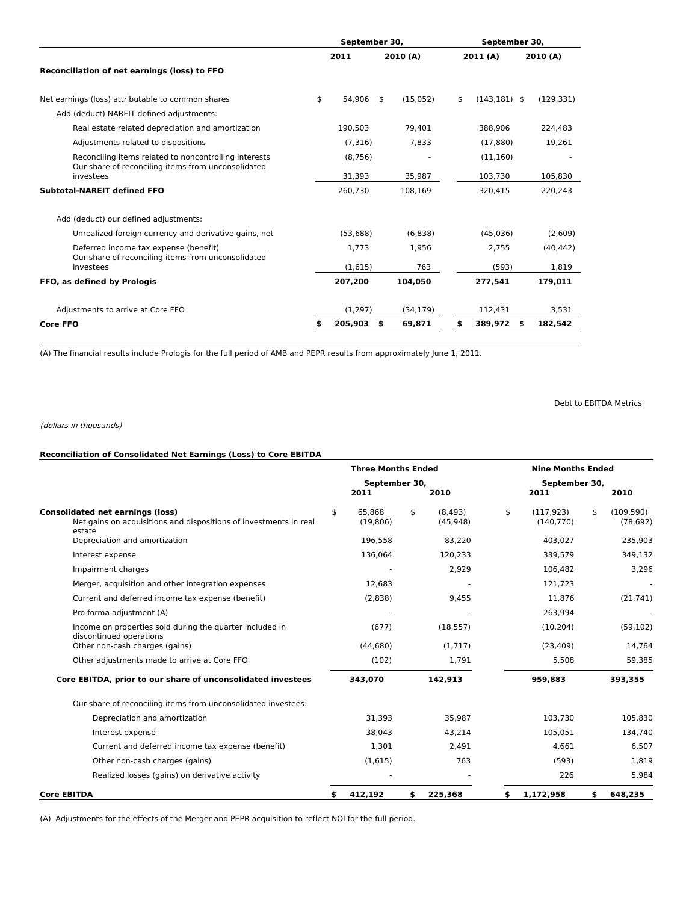| | September 30, | | September 30, | |
|---|---|---|---|---|
| | 2011 | 2010 (A) | 2011 (A) | 2010 (A) |
| **Reconciliation of net earnings (loss) to FFO** | | | | |
| Net earnings (loss) attributable to common shares | $ 54,906 | $ (15,052) | $ (143,181) | $ (129,331) |
| Add (deduct) NAREIT defined adjustments: | | | | |
| Real estate related depreciation and amortization | 190,503 | 79,401 | 388,906 | 224,483 |
| Adjustments related to dispositions | (7,316) | 7,833 | (17,880) | 19,261 |
| Reconciling items related to noncontrolling interests | (8,756) | - | (11,160) | - |
| Our share of reconciling items from unconsolidated investees | 31,393 | 35,987 | 103,730 | 105,830 |
| **Subtotal-NAREIT defined FFO** | 260,730 | 108,169 | 320,415 | 220,243 |
| Add (deduct) our defined adjustments: | | | | |
| Unrealized foreign currency and derivative gains, net | (53,688) | (6,838) | (45,036) | (2,609) |
| Deferred income tax expense (benefit) | 1,773 | 1,956 | 2,755 | (40,442) |
| Our share of reconciling items from unconsolidated investees | (1,615) | 763 | (593) | 1,819 |
| **FFO, as defined by Prologis** | **207,200** | **104,050** | **277,541** | **179,011** |
| Adjustments to arrive at Core FFO | (1,297) | (34,179) | 112,431 | 3,531 |
| **Core FFO** | **$ 205,903** | **$ 69,871** | **$ 389,972** | **$ 182,542** |

(A) The financial results include Prologis for the full period of AMB and PEPR results from approximately June 1, 2011.

Debt to EBITDA Metrics

*(dollars in thousands)*

**Reconciliation of Consolidated Net Earnings (Loss) to Core EBITDA**

| | Three Months Ended | | Nine Months Ended | |
|---|---|---|---|---|
| | September 30, | | September 30, | |
| | 2011 | 2010 | 2011 | 2010 |
| **Consolidated net earnings (loss)** | $ 65,868 | $ (8,493) | $ (117,923) | $ (109,590) |
| Net gains on acquisitions and dispositions of investments in real estate | (19,806) | (45,948) | (140,770) | (78,692) |
| Depreciation and amortization | 196,558 | 83,220 | 403,027 | 235,903 |
| Interest expense | 136,064 | 120,233 | 339,579 | 349,132 |
| Impairment charges | - | 2,929 | 106,482 | 3,296 |
| Merger, acquisition and other integration expenses | 12,683 | - | 121,723 | - |
| Current and deferred income tax expense (benefit) | (2,838) | 9,455 | 11,876 | (21,741) |
| Pro forma adjustment (A) | - | - | 263,994 | - |
| Income on properties sold during the quarter included in discontinued operations | (677) | (18,557) | (10,204) | (59,102) |
| Other non-cash charges (gains) | (44,680) | (1,717) | (23,409) | 14,764 |
| Other adjustments made to arrive at Core FFO | (102) | 1,791 | 5,508 | 59,385 |
| **Core EBITDA, prior to our share of unconsolidated investees** | **343,070** | **142,913** | **959,883** | **393,355** |
| Our share of reconciling items from unconsolidated investees: | | | | |
| Depreciation and amortization | 31,393 | 35,987 | 103,730 | 105,830 |
| Interest expense | 38,043 | 43,214 | 105,051 | 134,740 |
| Current and deferred income tax expense (benefit) | 1,301 | 2,491 | 4,661 | 6,507 |
| Other non-cash charges (gains) | (1,615) | 763 | (593) | 1,819 |
| Realized losses (gains) on derivative activity | - | - | 226 | 5,984 |
| **Core EBITDA** | **$ 412,192** | **$ 225,368** | **$ 1,172,958** | **$ 648,235** |

(A) Adjustments for the effects of the Merger and PEPR acquisition to reflect NOI for the full period.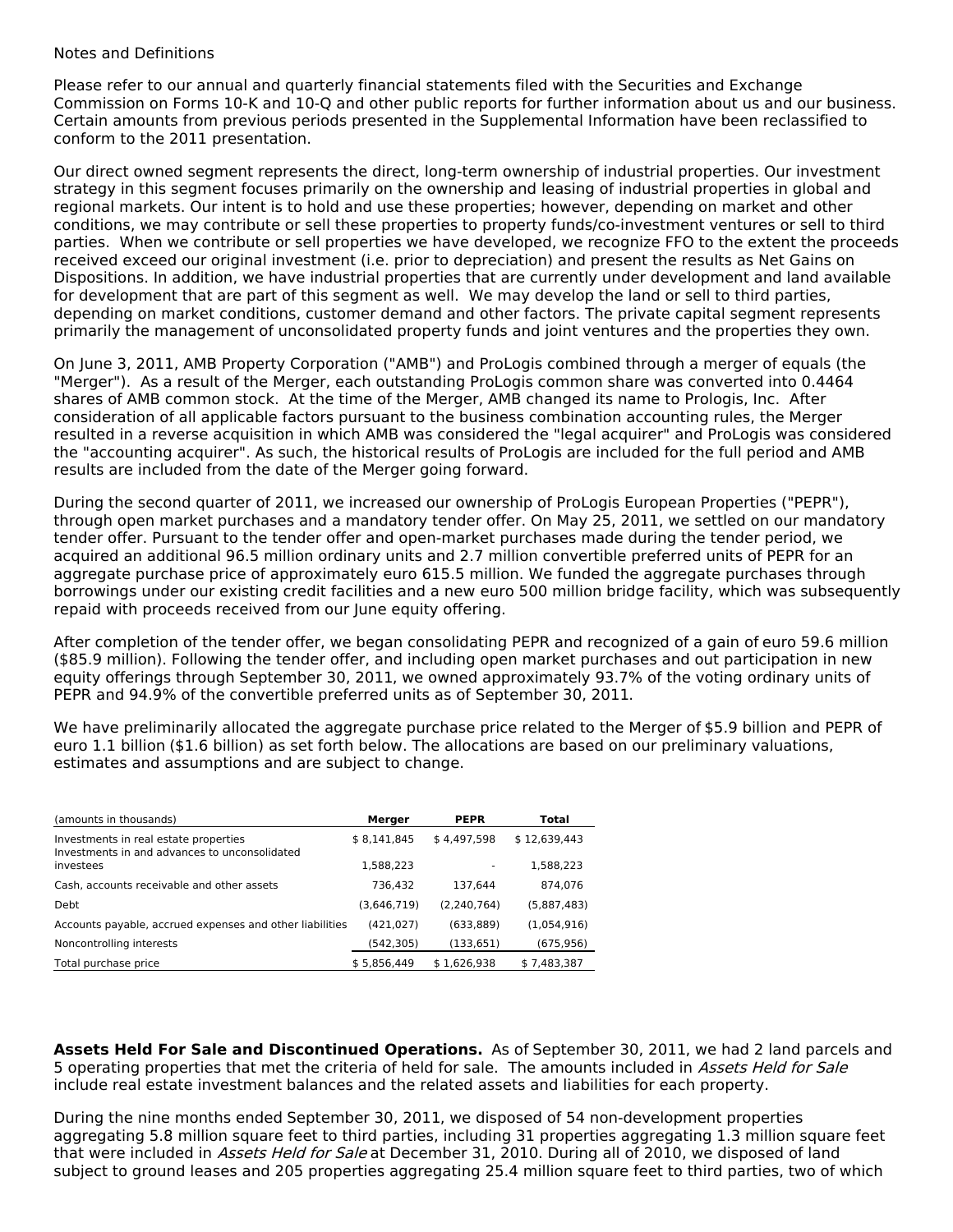Notes and Definitions

Please refer to our annual and quarterly financial statements filed with the Securities and Exchange Commission on Forms 10-K and 10-Q and other public reports for further information about us and our business. Certain amounts from previous periods presented in the Supplemental Information have been reclassified to conform to the 2011 presentation.

Our direct owned segment represents the direct, long-term ownership of industrial properties. Our investment strategy in this segment focuses primarily on the ownership and leasing of industrial properties in global and regional markets. Our intent is to hold and use these properties; however, depending on market and other conditions, we may contribute or sell these properties to property funds/co-investment ventures or sell to third parties. When we contribute or sell properties we have developed, we recognize FFO to the extent the proceeds received exceed our original investment (i.e. prior to depreciation) and present the results as Net Gains on Dispositions. In addition, we have industrial properties that are currently under development and land available for development that are part of this segment as well. We may develop the land or sell to third parties, depending on market conditions, customer demand and other factors. The private capital segment represents primarily the management of unconsolidated property funds and joint ventures and the properties they own.

On June 3, 2011, AMB Property Corporation ("AMB") and ProLogis combined through a merger of equals (the "Merger"). As a result of the Merger, each outstanding ProLogis common share was converted into 0.4464 shares of AMB common stock. At the time of the Merger, AMB changed its name to Prologis, Inc. After consideration of all applicable factors pursuant to the business combination accounting rules, the Merger resulted in a reverse acquisition in which AMB was considered the "legal acquirer" and ProLogis was considered the "accounting acquirer". As such, the historical results of ProLogis are included for the full period and AMB results are included from the date of the Merger going forward.

During the second quarter of 2011, we increased our ownership of ProLogis European Properties ("PEPR"), through open market purchases and a mandatory tender offer. On May 25, 2011, we settled on our mandatory tender offer. Pursuant to the tender offer and open-market purchases made during the tender period, we acquired an additional 96.5 million ordinary units and 2.7 million convertible preferred units of PEPR for an aggregate purchase price of approximately euro 615.5 million. We funded the aggregate purchases through borrowings under our existing credit facilities and a new euro 500 million bridge facility, which was subsequently repaid with proceeds received from our June equity offering.

After completion of the tender offer, we began consolidating PEPR and recognized of a gain of euro 59.6 million ($85.9 million). Following the tender offer, and including open market purchases and out participation in new equity offerings through September 30, 2011, we owned approximately 93.7% of the voting ordinary units of PEPR and 94.9% of the convertible preferred units as of September 30, 2011.

We have preliminarily allocated the aggregate purchase price related to the Merger of $5.9 billion and PEPR of euro 1.1 billion ($1.6 billion) as set forth below. The allocations are based on our preliminary valuations, estimates and assumptions and are subject to change.

| (amounts in thousands) | Merger | PEPR | Total |
|---|---|---|---|
| Investments in real estate properties | $ 8,141,845 | $ 4,497,598 | $ 12,639,443 |
| Investments in and advances to unconsolidated investees | 1,588,223 | - | 1,588,223 |
| Cash, accounts receivable and other assets | 736,432 | 137,644 | 874,076 |
| Debt | (3,646,719) | (2,240,764) | (5,887,483) |
| Accounts payable, accrued expenses and other liabilities | (421,027) | (633,889) | (1,054,916) |
| Noncontrolling interests | (542,305) | (133,651) | (675,956) |
| Total purchase price | $ 5,856,449 | $ 1,626,938 | $ 7,483,387 |

**Assets Held For Sale and Discontinued Operations.** As of September 30, 2011, we had 2 land parcels and 5 operating properties that met the criteria of held for sale. The amounts included in *Assets Held for Sale* include real estate investment balances and the related assets and liabilities for each property.

During the nine months ended September 30, 2011, we disposed of 54 non-development properties aggregating 5.8 million square feet to third parties, including 31 properties aggregating 1.3 million square feet that were included in *Assets Held for Sale* at December 31, 2010. During all of 2010, we disposed of land subject to ground leases and 205 properties aggregating 25.4 million square feet to third parties, two of which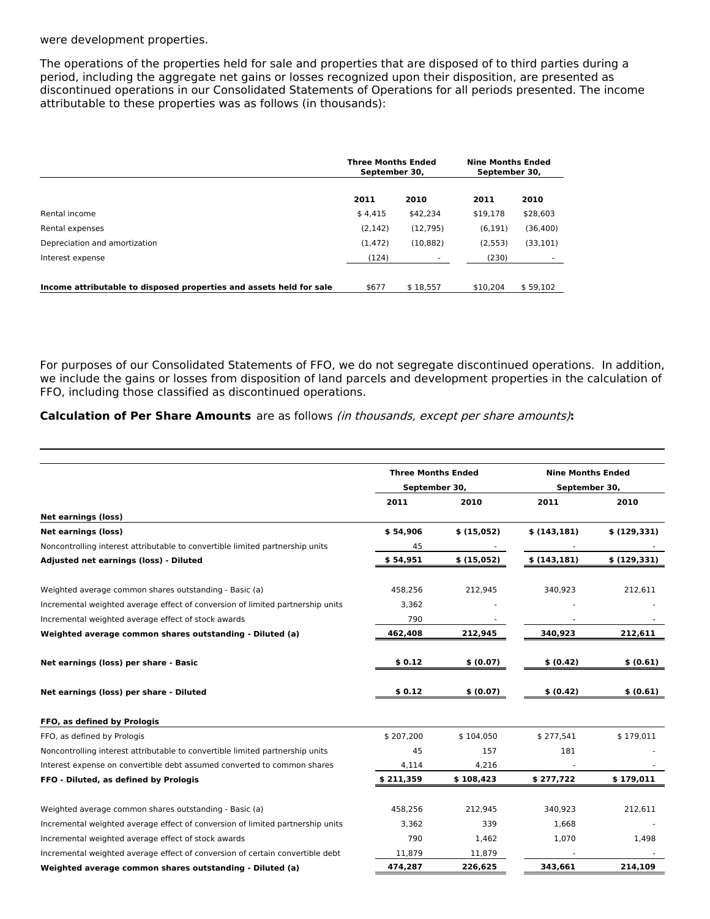were development properties.

The operations of the properties held for sale and properties that are disposed of to third parties during a period, including the aggregate net gains or losses recognized upon their disposition, are presented as discontinued operations in our Consolidated Statements of Operations for all periods presented. The income attributable to these properties was as follows (in thousands):

| | Three Months Ended September 30, | | Nine Months Ended September 30, | |
|---|---|---|---|---|
| | **2011** | **2010** | **2011** | **2010** |
| Rental income | $ 4,415 | $42,234 | $19,178 | $28,603 |
| Rental expenses | (2,142) | (12,795) | (6,191) | (36,400) |
| Depreciation and amortization | (1,472) | (10,882) | (2,553) | (33,101) |
| Interest expense | (124) | - | (230) | - |
| **Income attributable to disposed properties and assets held for sale** | $677 | $ 18,557 | $10,204 | $ 59,102 |

For purposes of our Consolidated Statements of FFO, we do not segregate discontinued operations. In addition, we include the gains or losses from disposition of land parcels and development properties in the calculation of FFO, including those classified as discontinued operations.

**Calculation of Per Share Amounts** are as follows *(in thousands, except per share amounts)***:**

| | Three Months Ended September 30, | | Nine Months Ended September 30, | |
|---|---|---|---|---|
| | **2011** | **2010** | **2011** | **2010** |
| **Net earnings (loss)** | | | | |
| **Net earnings (loss)** | **$ 54,906** | **$ (15,052)** | **$ (143,181)** | **$ (129,331)** |
| Noncontrolling interest attributable to convertible limited partnership units | 45 | - | - | - |
| **Adjusted net earnings (loss) - Diluted** | **$ 54,951** | **$ (15,052)** | **$ (143,181)** | **$ (129,331)** |
| | | | | |
| Weighted average common shares outstanding - Basic (a) | 458,256 | 212,945 | 340,923 | 212,611 |
| Incremental weighted average effect of conversion of limited partnership units | 3,362 | - | - | - |
| Incremental weighted average effect of stock awards | 790 | - | - | - |
| **Weighted average common shares outstanding - Diluted (a)** | **462,408** | **212,945** | **340,923** | **212,611** |
| | | | | |
| **Net earnings (loss) per share - Basic** | **$ 0.12** | **$ (0.07)** | **$ (0.42)** | **$ (0.61)** |
| | | | | |
| **Net earnings (loss) per share - Diluted** | **$ 0.12** | **$ (0.07)** | **$ (0.42)** | **$ (0.61)** |
| | | | | |
| **FFO, as defined by Prologis** | | | | |
| FFO, as defined by Prologis | $ 207,200 | $ 104,050 | $ 277,541 | $ 179,011 |
| Noncontrolling interest attributable to convertible limited partnership units | 45 | 157 | 181 | - |
| Interest expense on convertible debt assumed converted to common shares | 4,114 | 4,216 | - | - |
| **FFO - Diluted, as defined by Prologis** | **$ 211,359** | **$ 108,423** | **$ 277,722** | **$ 179,011** |
| | | | | |
| Weighted average common shares outstanding - Basic (a) | 458,256 | 212,945 | 340,923 | 212,611 |
| Incremental weighted average effect of conversion of limited partnership units | 3,362 | 339 | 1,668 | - |
| Incremental weighted average effect of stock awards | 790 | 1,462 | 1,070 | 1,498 |
| Incremental weighted average effect of conversion of certain convertible debt | 11,879 | 11,879 | - | - |
| **Weighted average common shares outstanding - Diluted (a)** | **474,287** | **226,625** | **343,661** | **214,109** |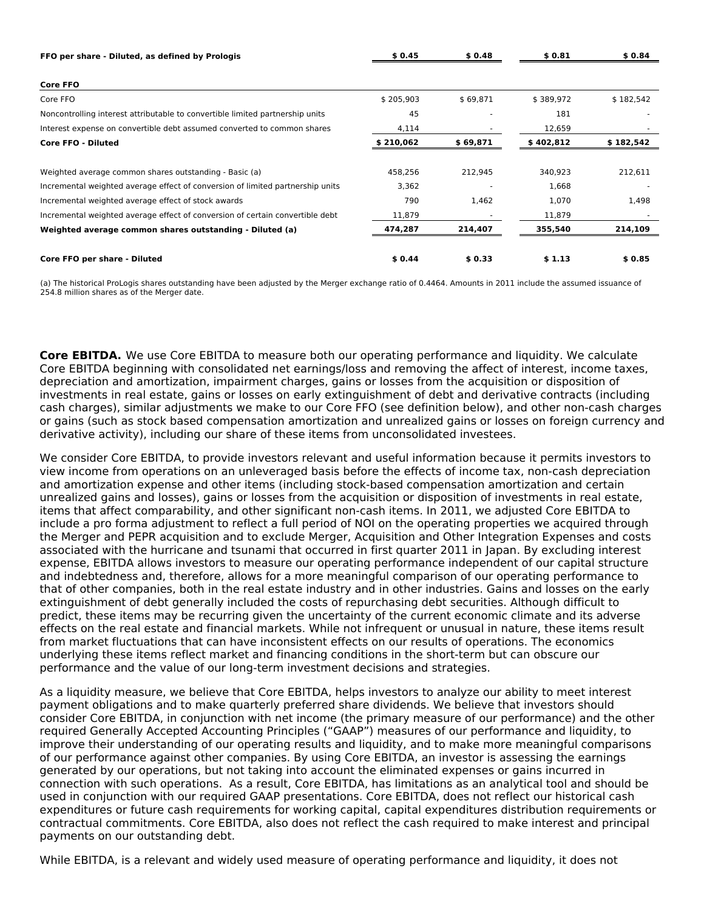| | | | | |
|---|---|---|---|---|
| **FFO per share - Diluted, as defined by Prologis** | **$ 0.45** | **$ 0.48** | **$ 0.81** | **$ 0.84** |
| | | | | |
| **Core FFO** | | | | |
| Core FFO | $ 205,903 | $ 69,871 | $ 389,972 | $ 182,542 |
| Noncontrolling interest attributable to convertible limited partnership units | 45 | - | 181 | - |
| Interest expense on convertible debt assumed converted to common shares | 4,114 | - | 12,659 | - |
| **Core FFO - Diluted** | **$ 210,062** | **$ 69,871** | **$ 402,812** | **$ 182,542** |
| | | | | |
| Weighted average common shares outstanding - Basic (a) | 458,256 | 212,945 | 340,923 | 212,611 |
| Incremental weighted average effect of conversion of limited partnership units | 3,362 | - | 1,668 | - |
| Incremental weighted average effect of stock awards | 790 | 1,462 | 1,070 | 1,498 |
| Incremental weighted average effect of conversion of certain convertible debt | 11,879 | - | 11,879 | - |
| **Weighted average common shares outstanding - Diluted (a)** | **474,287** | **214,407** | **355,540** | **214,109** |
| | | | | |
| **Core FFO per share - Diluted** | **$ 0.44** | **$ 0.33** | **$ 1.13** | **$ 0.85** |

(a) The historical ProLogis shares outstanding have been adjusted by the Merger exchange ratio of 0.4464. Amounts in 2011 include the assumed issuance of 254.8 million shares as of the Merger date.

**Core EBITDA.** We use Core EBITDA to measure both our operating performance and liquidity. We calculate Core EBITDA beginning with consolidated net earnings/loss and removing the affect of interest, income taxes, depreciation and amortization, impairment charges, gains or losses from the acquisition or disposition of investments in real estate, gains or losses on early extinguishment of debt and derivative contracts (including cash charges), similar adjustments we make to our Core FFO (see definition below), and other non-cash charges or gains (such as stock based compensation amortization and unrealized gains or losses on foreign currency and derivative activity), including our share of these items from unconsolidated investees.

We consider Core EBITDA, to provide investors relevant and useful information because it permits investors to view income from operations on an unleveraged basis before the effects of income tax, non-cash depreciation and amortization expense and other items (including stock-based compensation amortization and certain unrealized gains and losses), gains or losses from the acquisition or disposition of investments in real estate, items that affect comparability, and other significant non-cash items. In 2011, we adjusted Core EBITDA to include a pro forma adjustment to reflect a full period of NOI on the operating properties we acquired through the Merger and PEPR acquisition and to exclude Merger, Acquisition and Other Integration Expenses and costs associated with the hurricane and tsunami that occurred in first quarter 2011 in Japan. By excluding interest expense, EBITDA allows investors to measure our operating performance independent of our capital structure and indebtedness and, therefore, allows for a more meaningful comparison of our operating performance to that of other companies, both in the real estate industry and in other industries. Gains and losses on the early extinguishment of debt generally included the costs of repurchasing debt securities. Although difficult to predict, these items may be recurring given the uncertainty of the current economic climate and its adverse effects on the real estate and financial markets. While not infrequent or unusual in nature, these items result from market fluctuations that can have inconsistent effects on our results of operations. The economics underlying these items reflect market and financing conditions in the short-term but can obscure our performance and the value of our long-term investment decisions and strategies.

As a liquidity measure, we believe that Core EBITDA, helps investors to analyze our ability to meet interest payment obligations and to make quarterly preferred share dividends. We believe that investors should consider Core EBITDA, in conjunction with net income (the primary measure of our performance) and the other required Generally Accepted Accounting Principles ("GAAP") measures of our performance and liquidity, to improve their understanding of our operating results and liquidity, and to make more meaningful comparisons of our performance against other companies. By using Core EBITDA, an investor is assessing the earnings generated by our operations, but not taking into account the eliminated expenses or gains incurred in connection with such operations. As a result, Core EBITDA, has limitations as an analytical tool and should be used in conjunction with our required GAAP presentations. Core EBITDA, does not reflect our historical cash expenditures or future cash requirements for working capital, capital expenditures distribution requirements or contractual commitments. Core EBITDA, also does not reflect the cash required to make interest and principal payments on our outstanding debt.

While EBITDA, is a relevant and widely used measure of operating performance and liquidity, it does not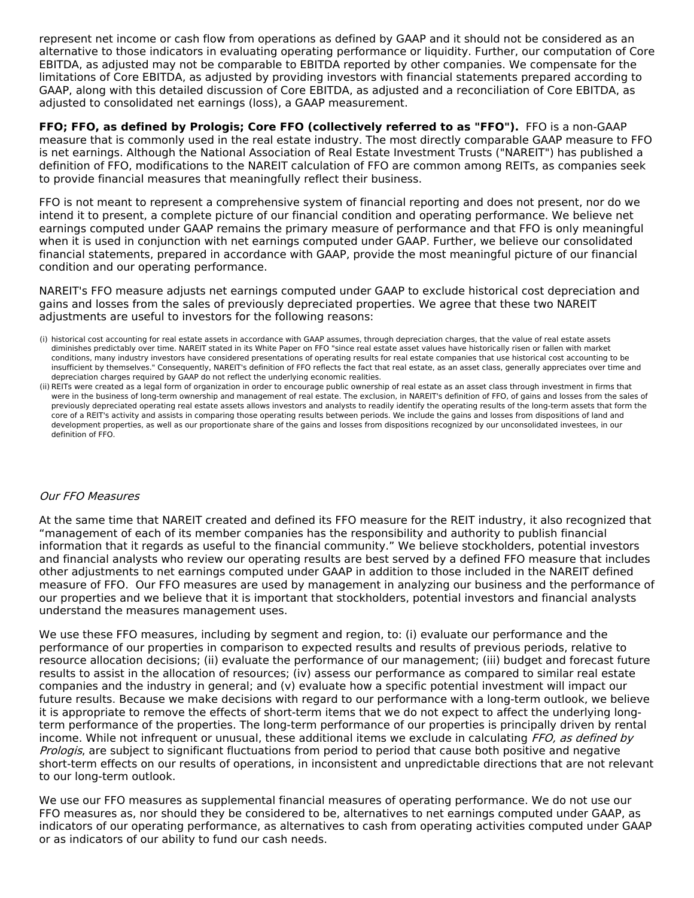represent net income or cash flow from operations as defined by GAAP and it should not be considered as an alternative to those indicators in evaluating operating performance or liquidity. Further, our computation of Core EBITDA, as adjusted may not be comparable to EBITDA reported by other companies. We compensate for the limitations of Core EBITDA, as adjusted by providing investors with financial statements prepared according to GAAP, along with this detailed discussion of Core EBITDA, as adjusted and a reconciliation of Core EBITDA, as adjusted to consolidated net earnings (loss), a GAAP measurement.

**FFO; FFO, as defined by Prologis; Core FFO (collectively referred to as "FFO").** FFO is a non-GAAP measure that is commonly used in the real estate industry. The most directly comparable GAAP measure to FFO is net earnings. Although the National Association of Real Estate Investment Trusts ("NAREIT") has published a definition of FFO, modifications to the NAREIT calculation of FFO are common among REITs, as companies seek to provide financial measures that meaningfully reflect their business.

FFO is not meant to represent a comprehensive system of financial reporting and does not present, nor do we intend it to present, a complete picture of our financial condition and operating performance. We believe net earnings computed under GAAP remains the primary measure of performance and that FFO is only meaningful when it is used in conjunction with net earnings computed under GAAP. Further, we believe our consolidated financial statements, prepared in accordance with GAAP, provide the most meaningful picture of our financial condition and our operating performance.

NAREIT's FFO measure adjusts net earnings computed under GAAP to exclude historical cost depreciation and gains and losses from the sales of previously depreciated properties. We agree that these two NAREIT adjustments are useful to investors for the following reasons:

(i) historical cost accounting for real estate assets in accordance with GAAP assumes, through depreciation charges, that the value of real estate assets diminishes predictably over time. NAREIT stated in its White Paper on FFO "since real estate asset values have historically risen or fallen with market conditions, many industry investors have considered presentations of operating results for real estate companies that use historical cost accounting to be insufficient by themselves." Consequently, NAREIT's definition of FFO reflects the fact that real estate, as an asset class, generally appreciates over time and depreciation charges required by GAAP do not reflect the underlying economic realities.

(ii) REITs were created as a legal form of organization in order to encourage public ownership of real estate as an asset class through investment in firms that were in the business of long-term ownership and management of real estate. The exclusion, in NAREIT's definition of FFO, of gains and losses from the sales of previously depreciated operating real estate assets allows investors and analysts to readily identify the operating results of the long-term assets that form the core of a REIT's activity and assists in comparing those operating results between periods. We include the gains and losses from dispositions of land and development properties, as well as our proportionate share of the gains and losses from dispositions recognized by our unconsolidated investees, in our definition of FFO.

*Our FFO Measures*

At the same time that NAREIT created and defined its FFO measure for the REIT industry, it also recognized that "management of each of its member companies has the responsibility and authority to publish financial information that it regards as useful to the financial community." We believe stockholders, potential investors and financial analysts who review our operating results are best served by a defined FFO measure that includes other adjustments to net earnings computed under GAAP in addition to those included in the NAREIT defined measure of FFO. Our FFO measures are used by management in analyzing our business and the performance of our properties and we believe that it is important that stockholders, potential investors and financial analysts understand the measures management uses.

We use these FFO measures, including by segment and region, to: (i) evaluate our performance and the performance of our properties in comparison to expected results and results of previous periods, relative to resource allocation decisions; (ii) evaluate the performance of our management; (iii) budget and forecast future results to assist in the allocation of resources; (iv) assess our performance as compared to similar real estate companies and the industry in general; and (v) evaluate how a specific potential investment will impact our future results. Because we make decisions with regard to our performance with a long-term outlook, we believe it is appropriate to remove the effects of short-term items that we do not expect to affect the underlying long-term performance of the properties. The long-term performance of our properties is principally driven by rental income. While not infrequent or unusual, these additional items we exclude in calculating *FFO, as defined by Prologis*, are subject to significant fluctuations from period to period that cause both positive and negative short-term effects on our results of operations, in inconsistent and unpredictable directions that are not relevant to our long-term outlook.

We use our FFO measures as supplemental financial measures of operating performance. We do not use our FFO measures as, nor should they be considered to be, alternatives to net earnings computed under GAAP, as indicators of our operating performance, as alternatives to cash from operating activities computed under GAAP or as indicators of our ability to fund our cash needs.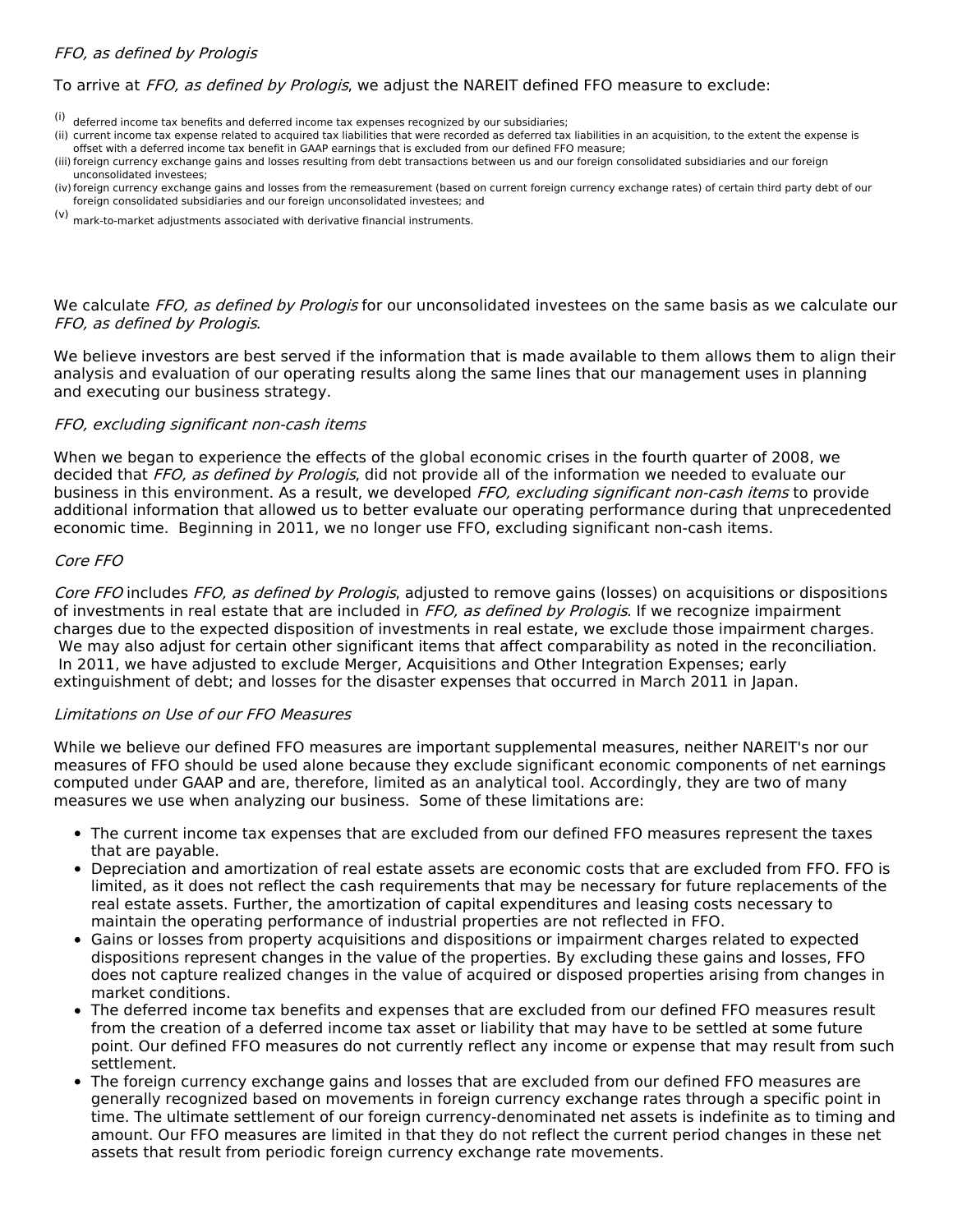*FFO, as defined by Prologis*

To arrive at *FFO, as defined by Prologis*, we adjust the NAREIT defined FFO measure to exclude:

(i) deferred income tax benefits and deferred income tax expenses recognized by our subsidiaries;
(ii) current income tax expense related to acquired tax liabilities that were recorded as deferred tax liabilities in an acquisition, to the extent the expense is offset with a deferred income tax benefit in GAAP earnings that is excluded from our defined FFO measure;
(iii) foreign currency exchange gains and losses resulting from debt transactions between us and our foreign consolidated subsidiaries and our foreign unconsolidated investees;
(iv) foreign currency exchange gains and losses from the remeasurement (based on current foreign currency exchange rates) of certain third party debt of our foreign consolidated subsidiaries and our foreign unconsolidated investees; and
(v) mark-to-market adjustments associated with derivative financial instruments.

We calculate *FFO, as defined by Prologis* for our unconsolidated investees on the same basis as we calculate our *FFO, as defined by Prologis*.

We believe investors are best served if the information that is made available to them allows them to align their analysis and evaluation of our operating results along the same lines that our management uses in planning and executing our business strategy.

*FFO, excluding significant non-cash items*

When we began to experience the effects of the global economic crises in the fourth quarter of 2008, we decided that *FFO, as defined by Prologis*, did not provide all of the information we needed to evaluate our business in this environment. As a result, we developed *FFO, excluding significant non-cash items* to provide additional information that allowed us to better evaluate our operating performance during that unprecedented economic time. Beginning in 2011, we no longer use FFO, excluding significant non-cash items.

*Core FFO*

*Core FFO* includes *FFO, as defined by Prologis*, adjusted to remove gains (losses) on acquisitions or dispositions of investments in real estate that are included in *FFO, as defined by Prologis*. If we recognize impairment charges due to the expected disposition of investments in real estate, we exclude those impairment charges. We may also adjust for certain other significant items that affect comparability as noted in the reconciliation. In 2011, we have adjusted to exclude Merger, Acquisitions and Other Integration Expenses; early extinguishment of debt; and losses for the disaster expenses that occurred in March 2011 in Japan.

*Limitations on Use of our FFO Measures*

While we believe our defined FFO measures are important supplemental measures, neither NAREIT's nor our measures of FFO should be used alone because they exclude significant economic components of net earnings computed under GAAP and are, therefore, limited as an analytical tool. Accordingly, they are two of many measures we use when analyzing our business. Some of these limitations are:

- The current income tax expenses that are excluded from our defined FFO measures represent the taxes that are payable.
- Depreciation and amortization of real estate assets are economic costs that are excluded from FFO. FFO is limited, as it does not reflect the cash requirements that may be necessary for future replacements of the real estate assets. Further, the amortization of capital expenditures and leasing costs necessary to maintain the operating performance of industrial properties are not reflected in FFO.
- Gains or losses from property acquisitions and dispositions or impairment charges related to expected dispositions represent changes in the value of the properties. By excluding these gains and losses, FFO does not capture realized changes in the value of acquired or disposed properties arising from changes in market conditions.
- The deferred income tax benefits and expenses that are excluded from our defined FFO measures result from the creation of a deferred income tax asset or liability that may have to be settled at some future point. Our defined FFO measures do not currently reflect any income or expense that may result from such settlement.
- The foreign currency exchange gains and losses that are excluded from our defined FFO measures are generally recognized based on movements in foreign currency exchange rates through a specific point in time. The ultimate settlement of our foreign currency-denominated net assets is indefinite as to timing and amount. Our FFO measures are limited in that they do not reflect the current period changes in these net assets that result from periodic foreign currency exchange rate movements.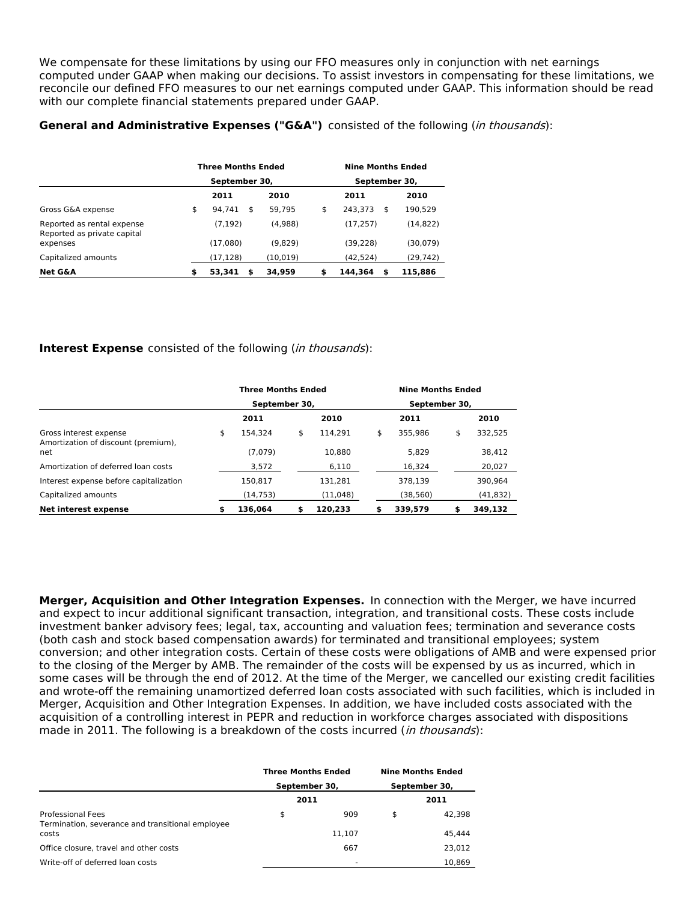We compensate for these limitations by using our FFO measures only in conjunction with net earnings computed under GAAP when making our decisions. To assist investors in compensating for these limitations, we reconcile our defined FFO measures to our net earnings computed under GAAP. This information should be read with our complete financial statements prepared under GAAP.

**General and Administrative Expenses ("G&A")** consisted of the following (*in thousands*):

| | Three Months Ended September 30, | | Nine Months Ended September 30, | |
|---|---|---|---|---|
| | 2011 | 2010 | 2011 | 2010 |
| Gross G&A expense | $ 94,741 | $ 59,795 | $ 243,373 | $ 190,529 |
| Reported as rental expense | (7,192) | (4,988) | (17,257) | (14,822) |
| Reported as private capital expenses | (17,080) | (9,829) | (39,228) | (30,079) |
| Capitalized amounts | (17,128) | (10,019) | (42,524) | (29,742) |
| **Net G&A** | **$ 53,341** | **$ 34,959** | **$ 144,364** | **$ 115,886** |

**Interest Expense** consisted of the following (*in thousands*):

| | Three Months Ended September 30, | | Nine Months Ended September 30, | |
|---|---|---|---|---|
| | 2011 | 2010 | 2011 | 2010 |
| Gross interest expense | $ 154,324 | $ 114,291 | $ 355,986 | $ 332,525 |
| Amortization of discount (premium), net | (7,079) | 10,880 | 5,829 | 38,412 |
| Amortization of deferred loan costs | 3,572 | 6,110 | 16,324 | 20,027 |
| Interest expense before capitalization | 150,817 | 131,281 | 378,139 | 390,964 |
| Capitalized amounts | (14,753) | (11,048) | (38,560) | (41,832) |
| **Net interest expense** | **$ 136,064** | **$ 120,233** | **$ 339,579** | **$ 349,132** |

**Merger, Acquisition and Other Integration Expenses.** In connection with the Merger, we have incurred and expect to incur additional significant transaction, integration, and transitional costs. These costs include investment banker advisory fees; legal, tax, accounting and valuation fees; termination and severance costs (both cash and stock based compensation awards) for terminated and transitional employees; system conversion; and other integration costs. Certain of these costs were obligations of AMB and were expensed prior to the closing of the Merger by AMB. The remainder of the costs will be expensed by us as incurred, which in some cases will be through the end of 2012. At the time of the Merger, we cancelled our existing credit facilities and wrote-off the remaining unamortized deferred loan costs associated with such facilities, which is included in Merger, Acquisition and Other Integration Expenses. In addition, we have included costs associated with the acquisition of a controlling interest in PEPR and reduction in workforce charges associated with dispositions made in 2011. The following is a breakdown of the costs incurred (*in thousands*):

| | Three Months Ended September 30, | Nine Months Ended September 30, |
|---|---|---|
| | 2011 | 2011 |
| Professional Fees | $ 909 | $ 42,398 |
| Termination, severance and transitional employee costs | 11,107 | 45,444 |
| Office closure, travel and other costs | 667 | 23,012 |
| Write-off of deferred loan costs | - | 10,869 |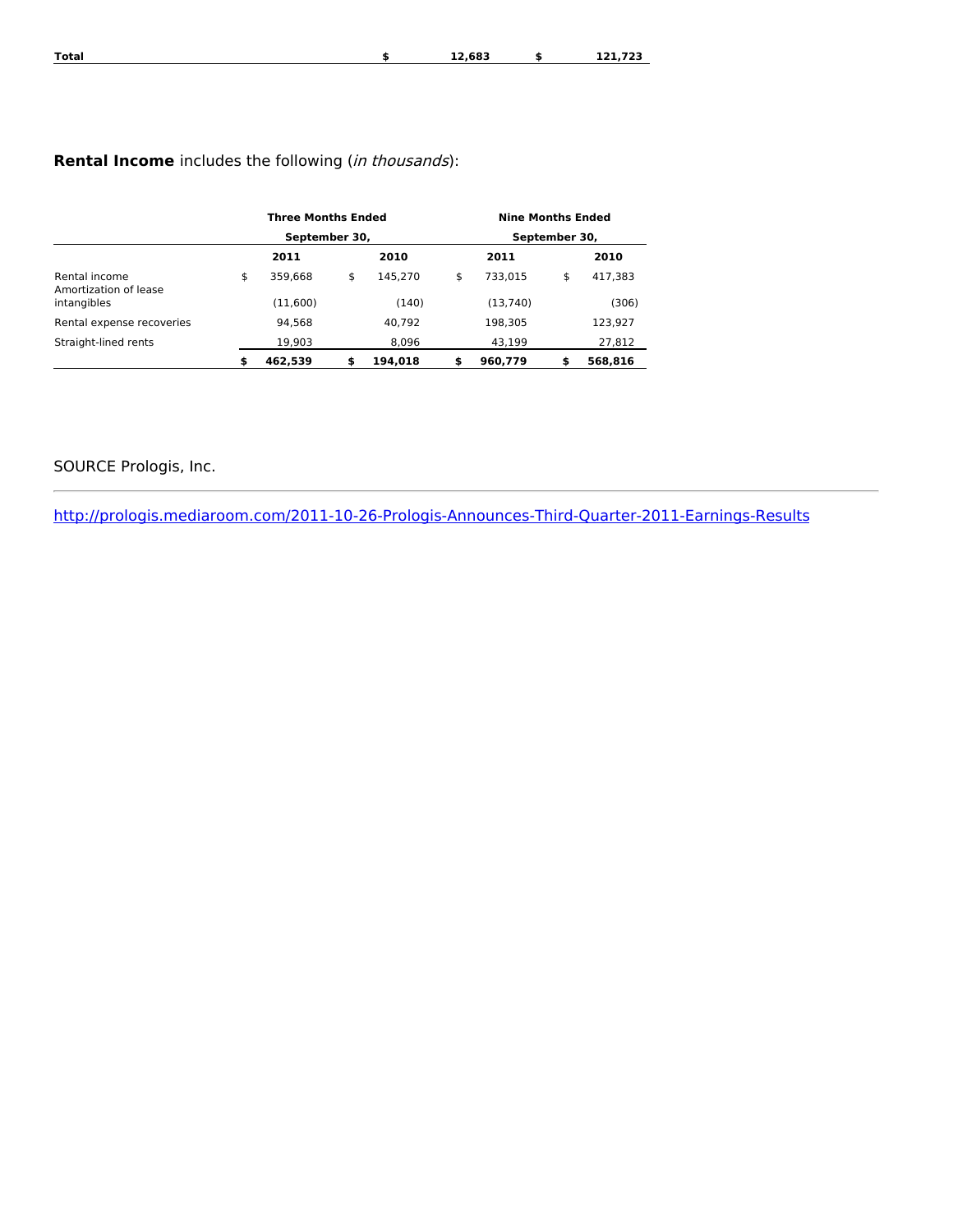| | | |
|---|---|---|
| **Total** | **$ 12,683** | **$ 121,723** |

**Rental Income** includes the following (*in thousands*):

| | Three Months Ended September 30, | | Nine Months Ended September 30, | |
|---|---|---|---|---|
| | **2011** | **2010** | **2011** | **2010** |
| Rental income | $ 359,668 | $ 145,270 | $ 733,015 | $ 417,383 |
| Amortization of lease intangibles | (11,600) | (140) | (13,740) | (306) |
| Rental expense recoveries | 94,568 | 40,792 | 198,305 | 123,927 |
| Straight-lined rents | 19,903 | 8,096 | 43,199 | 27,812 |
| | **$ 462,539** | **$ 194,018** | **$ 960,779** | **$ 568,816** |

SOURCE Prologis, Inc.

---

http://prologis.mediaroom.com/2011-10-26-Prologis-Announces-Third-Quarter-2011-Earnings-Results